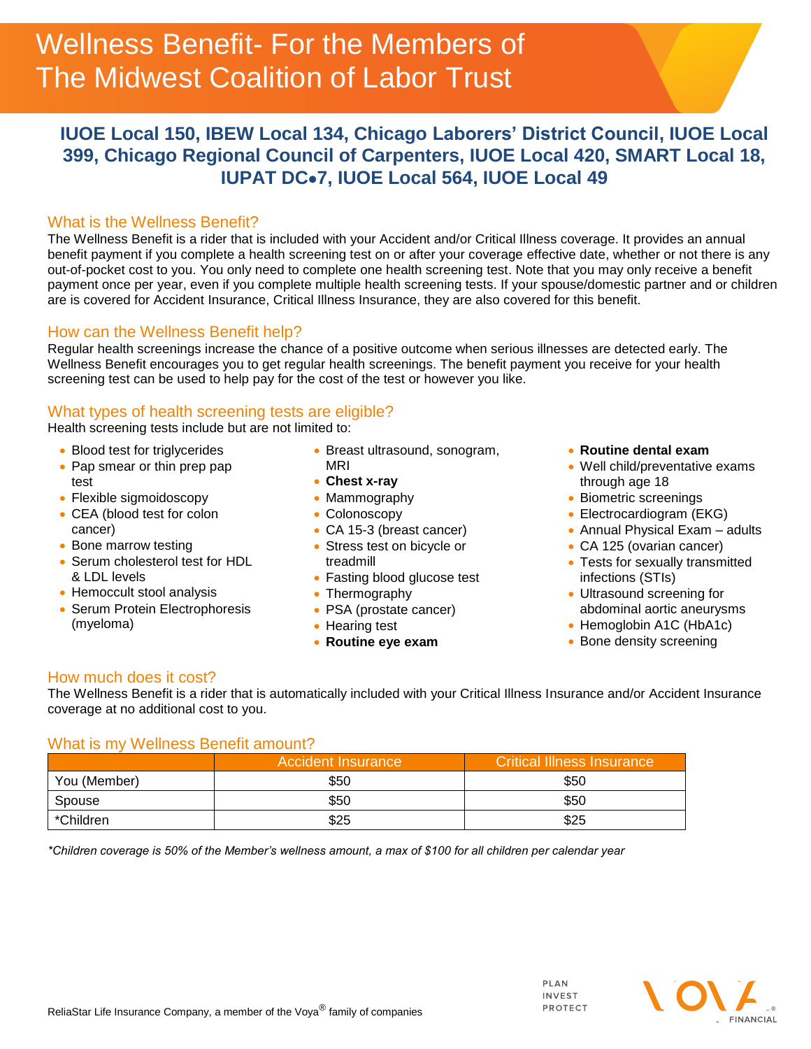# Wellness Benefit- For the Members of The Midwest Coalition of Labor Trust

## IUOE Local 150, IBEW Local 134, Chicago Laborers' District Council, IUOE Local 399, Chicago Regional Council of Carpenters, IUOE Local 420, SMART Local 18, IUPAT DC●7, IUOE Local 564, IUOE Local 49

### What is the Wellness Benefit?

The Wellness Benefit is a rider that is included with your Accident and/or Critical Illness coverage. It provides an annual benefit payment if you complete a health screening test on or after your coverage effective date, whether or not there is any out-of-pocket cost to you. You only need to complete one health screening test. Note that you may only receive a benefit payment once per year, even if you complete multiple health screening tests. If your spouse/domestic partner and or children are is covered for Accident Insurance, Critical Illness Insurance, they are also covered for this benefit.

### How can the Wellness Benefit help?

Regular health screenings increase the chance of a positive outcome when serious illnesses are detected early. The Wellness Benefit encourages you to get regular health screenings. The benefit payment you receive for your health screening test can be used to help pay for the cost of the test or however you like.

### What types of health screening tests are eligible?

Health screening tests include but are not limited to:

- Blood test for triglycerides
- Pap smear or thin prep pap test
- Flexible sigmoidoscopy
- CEA (blood test for colon cancer)
- Bone marrow testing
- Serum cholesterol test for HDL & LDL levels
- Hemoccult stool analysis
- Serum Protein Electrophoresis (myeloma)
- Breast ultrasound, sonogram, MRI
- **Chest x-ray**
- Mammography
- Colonoscopy
- CA 15-3 (breast cancer)
- Stress test on bicycle or treadmill
- Fasting blood glucose test
- Thermography
- PSA (prostate cancer)
- Hearing test
- **Routine eye exam**
- **Routine dental exam**
- Well child/preventative exams through age 18
- Biometric screenings
- Electrocardiogram (EKG)
- Annual Physical Exam – adults
- CA 125 (ovarian cancer)
- Tests for sexually transmitted infections (STIs)
- Ultrasound screening for abdominal aortic aneurysms
- Hemoglobin A1C (HbA1c)
- Bone density screening

### How much does it cost?

The Wellness Benefit is a rider that is automatically included with your Critical Illness Insurance and/or Accident Insurance coverage at no additional cost to you.

### What is my Wellness Benefit amount?

| | Accident Insurance | Critical Illness Insurance |
|---|---|---|
| You (Member) | $50 | $50 |
| Spouse | $50 | $50 |
| *Children | $25 | $25 |

*\*Children coverage is 50% of the Member's wellness amount, a max of $100 for all children per calendar year*

ReliaStar Life Insurance Company, a member of the Voya® family of companies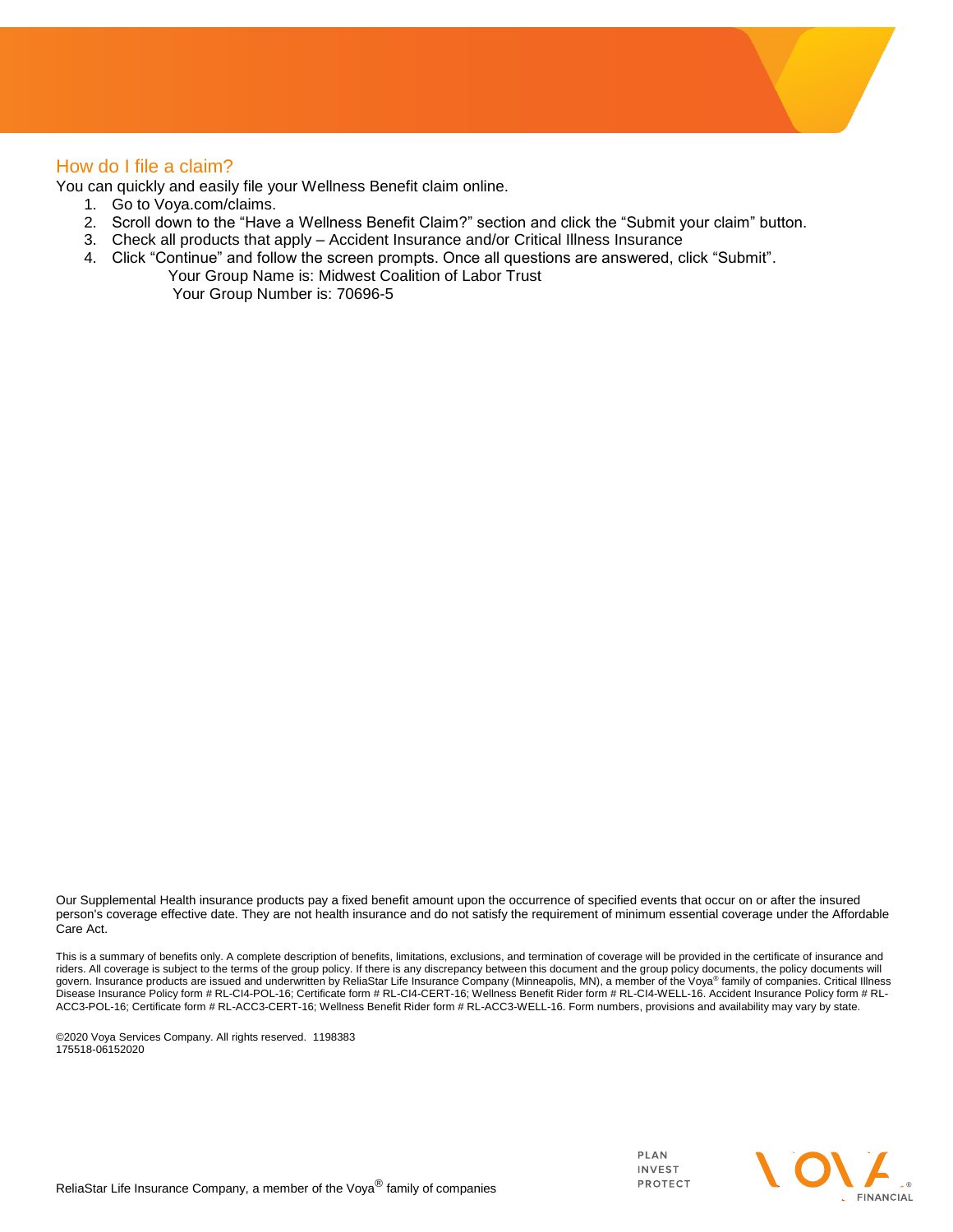## How do I file a claim?

You can quickly and easily file your Wellness Benefit claim online.

1. Go to Voya.com/claims.
2. Scroll down to the "Have a Wellness Benefit Claim?" section and click the "Submit your claim" button.
3. Check all products that apply – Accident Insurance and/or Critical Illness Insurance
4. Click "Continue" and follow the screen prompts. Once all questions are answered, click "Submit".

   Your Group Name is: Midwest Coalition of Labor Trust

   Your Group Number is: 70696-5

Our Supplemental Health insurance products pay a fixed benefit amount upon the occurrence of specified events that occur on or after the insured person's coverage effective date. They are not health insurance and do not satisfy the requirement of minimum essential coverage under the Affordable Care Act.

This is a summary of benefits only. A complete description of benefits, limitations, exclusions, and termination of coverage will be provided in the certificate of insurance and riders. All coverage is subject to the terms of the group policy. If there is any discrepancy between this document and the group policy documents, the policy documents will govern. Insurance products are issued and underwritten by ReliaStar Life Insurance Company (Minneapolis, MN), a member of the Voya® family of companies. Critical Illness Disease Insurance Policy form # RL-CI4-POL-16; Certificate form # RL-CI4-CERT-16; Wellness Benefit Rider form # RL-CI4-WELL-16. Accident Insurance Policy form # RL-ACC3-POL-16; Certificate form # RL-ACC3-CERT-16; Wellness Benefit Rider form # RL-ACC3-WELL-16. Form numbers, provisions and availability may vary by state.

©2020 Voya Services Company. All rights reserved. 1198383
175518-06152020

ReliaStar Life Insurance Company, a member of the Voya® family of companies

PLAN
INVEST
PROTECT

VOYA FINANCIAL